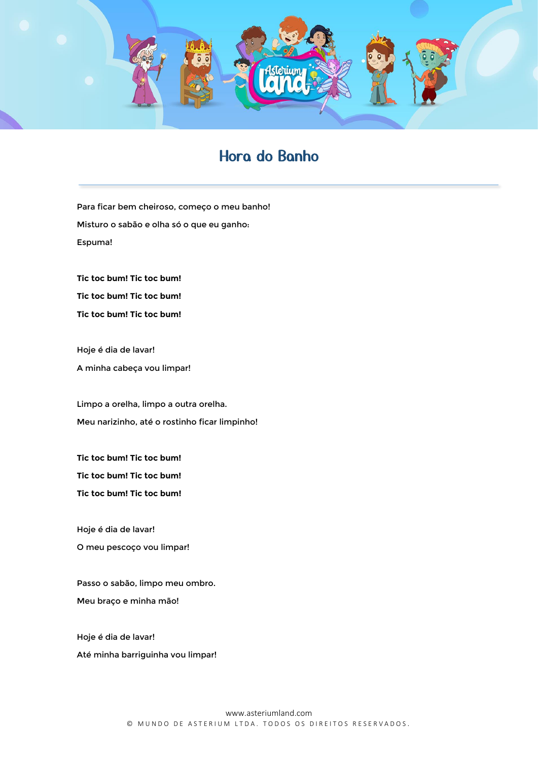# Hora do Banho

Para ficar bem cheiroso, começo o meu banho!

Misturo o sabão e olha só o que eu ganho:

Espuma!

**Tic toc bum! Tic toc bum!**

**Tic toc bum! Tic toc bum!**

**Tic toc bum! Tic toc bum!**

Hoje é dia de lavar!

A minha cabeça vou limpar!

Limpo a orelha, limpo a outra orelha.

Meu narizinho, até o rostinho ficar limpinho!

**Tic toc bum! Tic toc bum!**

**Tic toc bum! Tic toc bum!**

**Tic toc bum! Tic toc bum!**

Hoje é dia de lavar!

O meu pescoço vou limpar!

Passo o sabão, limpo meu ombro.

Meu braço e minha mão!

Hoje é dia de lavar!

Até minha barriguinha vou limpar!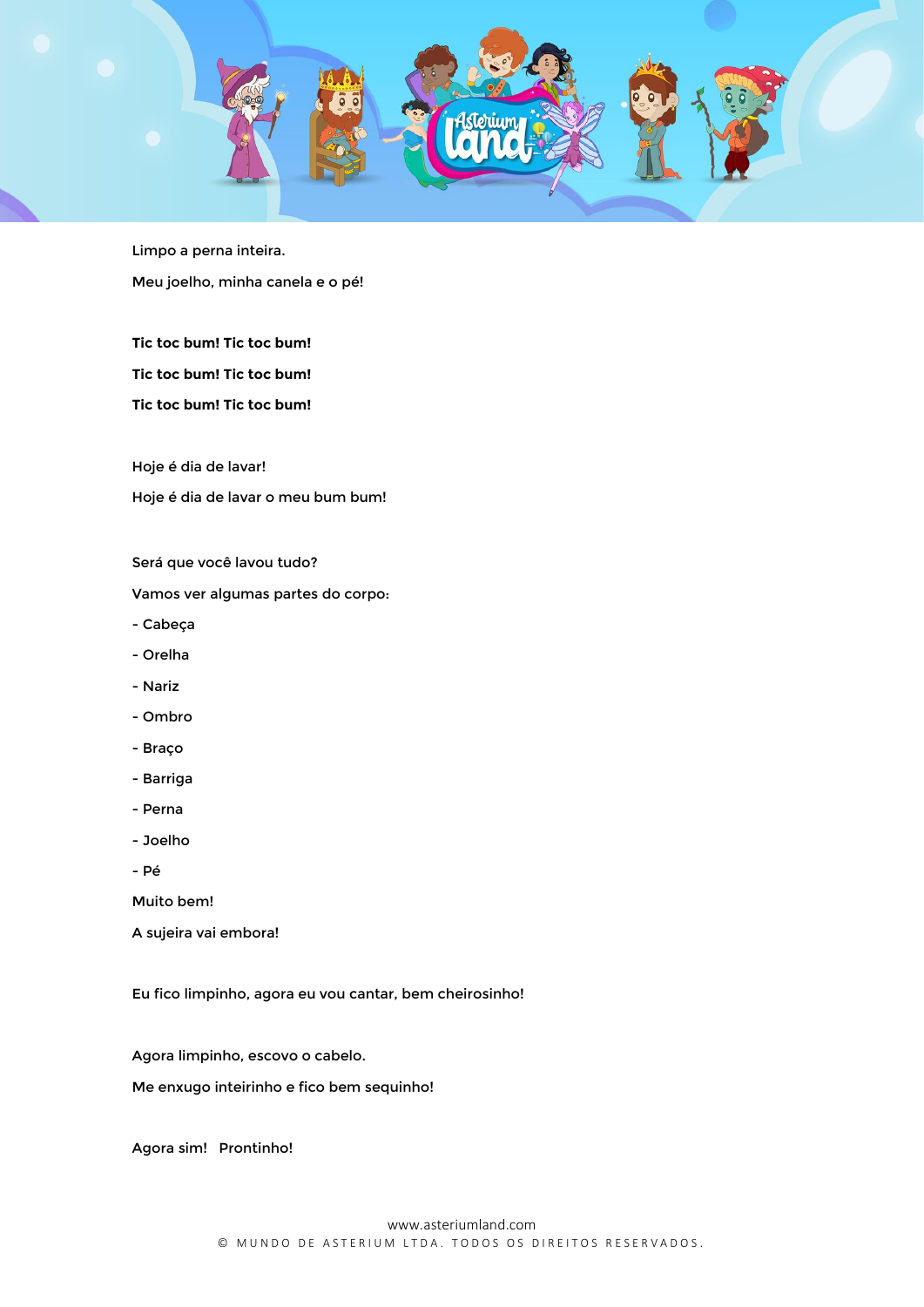Limpo a perna inteira.

Meu joelho, minha canela e o pé!

**Tic toc bum! Tic toc bum!**

**Tic toc bum! Tic toc bum!**

**Tic toc bum! Tic toc bum!**

Hoje é dia de lavar!

Hoje é dia de lavar o meu bum bum!

Será que você lavou tudo?

Vamos ver algumas partes do corpo:

- Cabeça
- Orelha
- Nariz
- Ombro
- Braço
- Barriga
- Perna
- Joelho
- Pé

Muito bem!

A sujeira vai embora!

Eu fico limpinho, agora eu vou cantar, bem cheirosinho!

Agora limpinho, escovo o cabelo.

Me enxugo inteirinho e fico bem sequinho!

Agora sim!  Prontinho!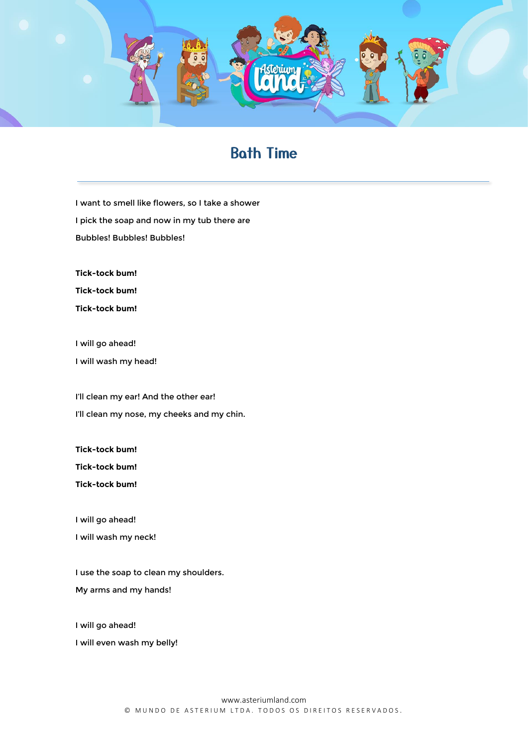# Bath Time

I want to smell like flowers, so I take a shower

I pick the soap and now in my tub there are

Bubbles! Bubbles! Bubbles!

**Tick-tock bum!**

**Tick-tock bum!**

**Tick-tock bum!**

I will go ahead!

I will wash my head!

I'll clean my ear! And the other ear!

I'll clean my nose, my cheeks and my chin.

**Tick-tock bum!**

**Tick-tock bum!**

**Tick-tock bum!**

I will go ahead!

I will wash my neck!

I use the soap to clean my shoulders.

My arms and my hands!

I will go ahead!

I will even wash my belly!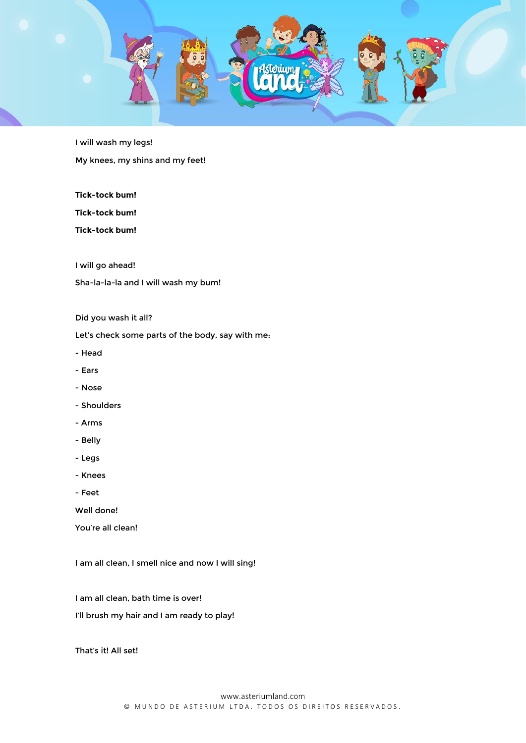I will wash my legs!

My knees, my shins and my feet!

**Tick-tock bum!**

**Tick-tock bum!**

**Tick-tock bum!**

I will go ahead!

Sha-la-la-la and I will wash my bum!

Did you wash it all?

Let's check some parts of the body, say with me:

- Head
- Ears
- Nose
- Shoulders
- Arms
- Belly
- Legs
- Knees
- Feet

Well done!

You're all clean!

I am all clean, I smell nice and now I will sing!

I am all clean, bath time is over!

I'll brush my hair and I am ready to play!

That's it! All set!